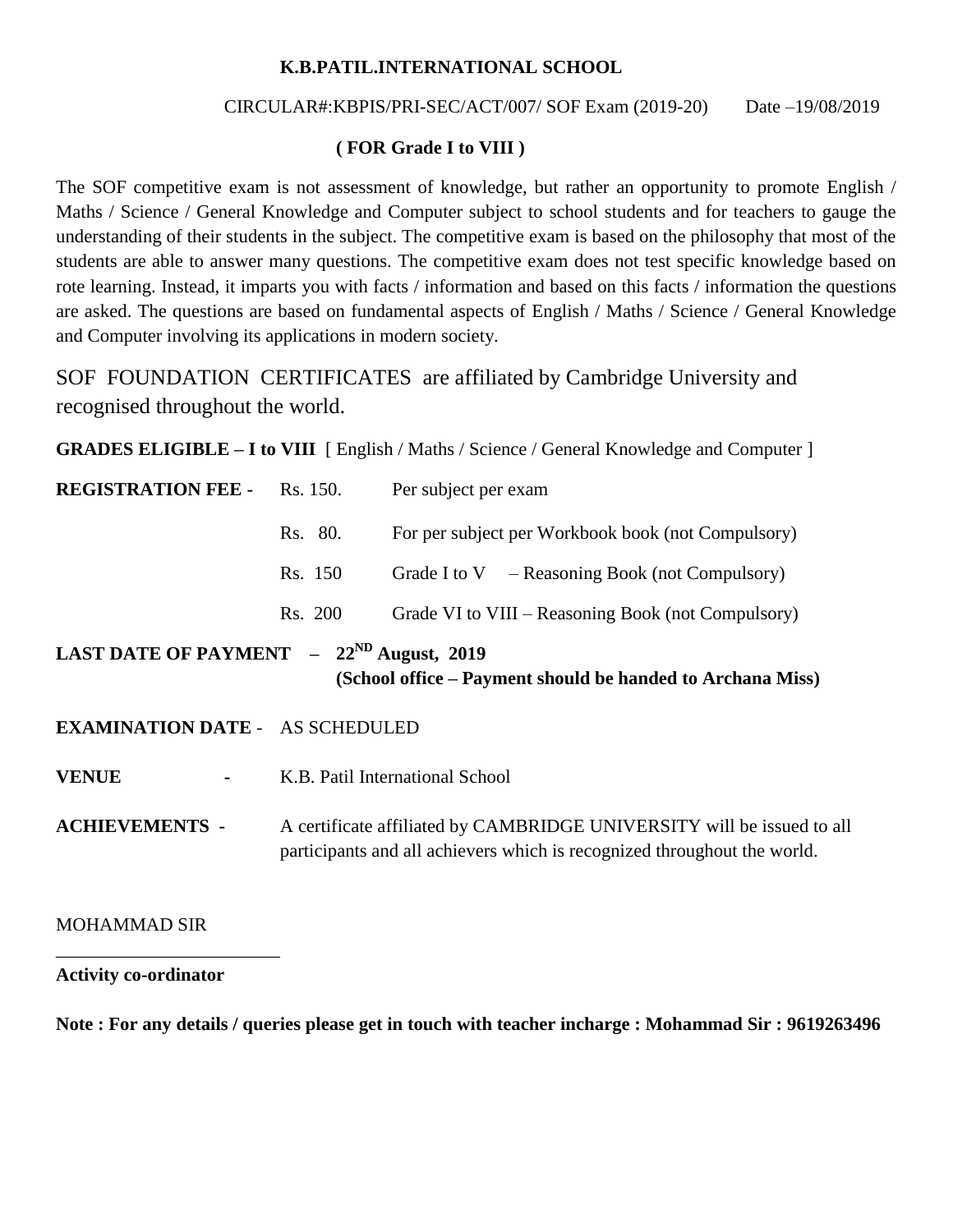# K.B.PATIL.INTERNATIONAL SCHOOL

CIRCULAR#:KBPIS/PRI-SEC/ACT/007/ SOF Exam (2019-20)      Date –19/08/2019

**( FOR Grade I to VIII )**

The SOF competitive exam is not assessment of knowledge, but rather an opportunity to promote English / Maths / Science / General Knowledge and Computer subject to school students and for teachers to gauge the understanding of their students in the subject. The competitive exam is based on the philosophy that most of the students are able to answer many questions. The competitive exam does not test specific knowledge based on rote learning. Instead, it imparts you with facts / information and based on this facts / information the questions are asked. The questions are based on fundamental aspects of English / Maths / Science / General Knowledge and Computer involving its applications in modern society.

SOF FOUNDATION CERTIFICATES are affiliated by Cambridge University and recognised throughout the world.

**GRADES ELIGIBLE – I to VIII** [ English / Maths / Science / General Knowledge and Computer ]

| **REGISTRATION FEE -** | Rs. 150. | Per subject per exam |
|---|---|---|
| | Rs. 80. | For per subject per Workbook book (not Compulsory) |
| | Rs. 150 | Grade I to V – Reasoning Book (not Compulsory) |
| | Rs. 200 | Grade VI to VIII – Reasoning Book (not Compulsory) |

**LAST DATE OF PAYMENT – 22ND August, 2019**
**(School office – Payment should be handed to Archana Miss)**

**EXAMINATION DATE** - AS SCHEDULED

**VENUE** - K.B. Patil International School

**ACHIEVEMENTS** - A certificate affiliated by CAMBRIDGE UNIVERSITY will be issued to all participants and all achievers which is recognized throughout the world.

MOHAMMAD SIR

________________________

**Activity co-ordinator**

**Note : For any details / queries please get in touch with teacher incharge : Mohammad Sir : 9619263496**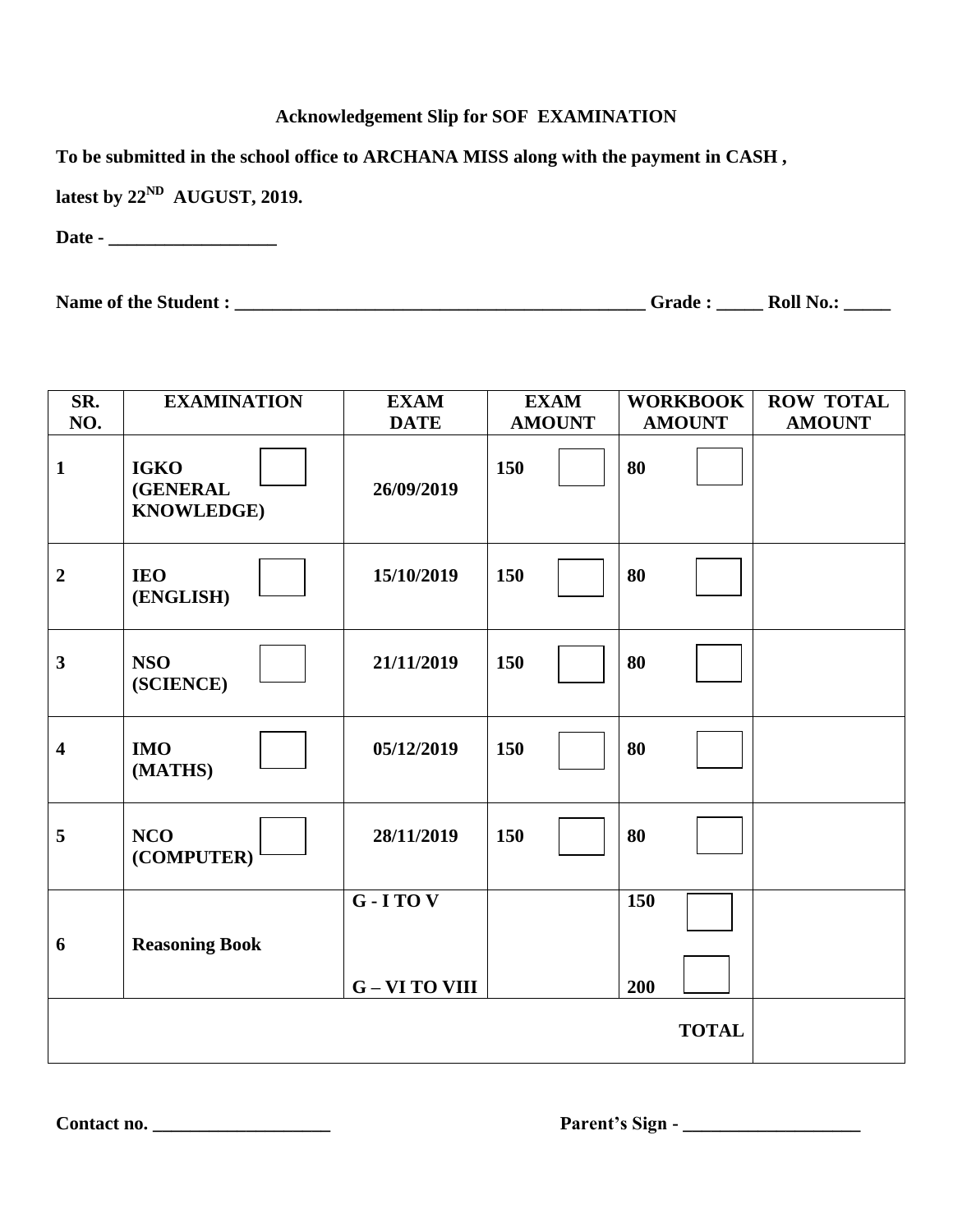**Acknowledgement Slip for SOF EXAMINATION**

**To be submitted in the school office to ARCHANA MISS along with the payment in CASH ,**

**latest by 22ND AUGUST, 2019.**

**Date - __________________**

**Name of the Student : _____________________________________________ Grade : _____ Roll No.: _____**

| SR. NO. | EXAMINATION | EXAM DATE | EXAM AMOUNT | WORKBOOK AMOUNT | ROW TOTAL AMOUNT |
|---|---|---|---|---|---|
| 1 | IGKO (GENERAL KNOWLEDGE) ☐ | 26/09/2019 | 150 ☐ | 80 ☐ | |
| 2 | IEO (ENGLISH) ☐ | 15/10/2019 | 150 ☐ | 80 ☐ | |
| 3 | NSO (SCIENCE) ☐ | 21/11/2019 | 150 ☐ | 80 ☐ | |
| 4 | IMO (MATHS) ☐ | 05/12/2019 | 150 ☐ | 80 ☐ | |
| 5 | NCO (COMPUTER) ☐ | 28/11/2019 | 150 ☐ | 80 ☐ | |
| 6 | Reasoning Book | G - I TO V<br>G – VI TO VIII | | 150 ☐<br>200 ☐ | |
| | | | | TOTAL | |

**Contact no. ___________________** **Parent's Sign - ___________________**